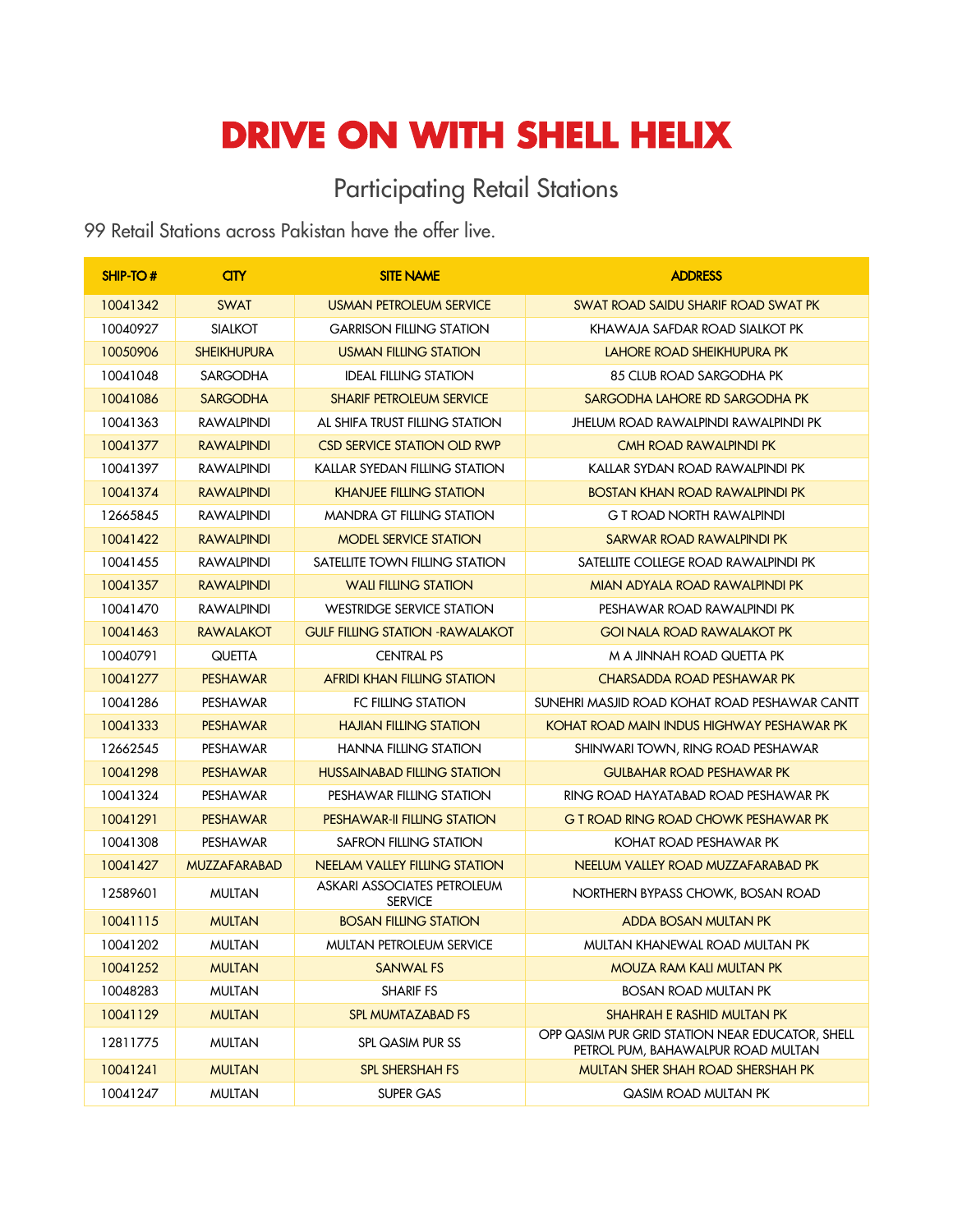# DRIVE ON WITH SHELL HELIX

## Participating Retail Stations

99 Retail Stations across Pakistan have the offer live.

| SHIP-TO # | CITY | SITE NAME | ADDRESS |
|---|---|---|---|
| 10041342 | SWAT | USMAN PETROLEUM SERVICE | SWAT ROAD SAIDU SHARIF ROAD SWAT PK |
| 10040927 | SIALKOT | GARRISON FILLING STATION | KHAWAJA SAFDAR ROAD SIALKOT PK |
| 10050906 | SHEIKHUPURA | USMAN FILLING STATION | LAHORE ROAD SHEIKHUPURA PK |
| 10041048 | SARGODHA | IDEAL FILLING STATION | 85 CLUB ROAD SARGODHA PK |
| 10041086 | SARGODHA | SHARIF PETROLEUM SERVICE | SARGODHA LAHORE RD SARGODHA PK |
| 10041363 | RAWALPINDI | AL SHIFA TRUST FILLING STATION | JHELUM ROAD RAWALPINDI RAWALPINDI PK |
| 10041377 | RAWALPINDI | CSD SERVICE STATION OLD RWP | CMH ROAD RAWALPINDI PK |
| 10041397 | RAWALPINDI | KALLAR SYEDAN FILLING STATION | KALLAR SYDAN ROAD RAWALPINDI PK |
| 10041374 | RAWALPINDI | KHANJEE FILLING STATION | BOSTAN KHAN ROAD RAWALPINDI PK |
| 12665845 | RAWALPINDI | MANDRA GT FILLING STATION | G T ROAD NORTH RAWALPINDI |
| 10041422 | RAWALPINDI | MODEL SERVICE STATION | SARWAR ROAD RAWALPINDI PK |
| 10041455 | RAWALPINDI | SATELLITE TOWN FILLING STATION | SATELLITE COLLEGE ROAD RAWALPINDI PK |
| 10041357 | RAWALPINDI | WALI FILLING STATION | MIAN ADYALA ROAD RAWALPINDI PK |
| 10041470 | RAWALPINDI | WESTRIDGE SERVICE STATION | PESHAWAR ROAD RAWALPINDI PK |
| 10041463 | RAWALAKOT | GULF FILLING STATION -RAWALAKOT | GOI NALA ROAD RAWALAKOT PK |
| 10040791 | QUETTA | CENTRAL PS | M A JINNAH ROAD QUETTA PK |
| 10041277 | PESHAWAR | AFRIDI KHAN FILLING STATION | CHARSADDA ROAD PESHAWAR PK |
| 10041286 | PESHAWAR | FC FILLING STATION | SUNEHRI MASJID ROAD KOHAT ROAD PESHAWAR CANTT |
| 10041333 | PESHAWAR | HAJIAN FILLING STATION | KOHAT ROAD MAIN INDUS HIGHWAY PESHAWAR PK |
| 12662545 | PESHAWAR | HANNA FILLING STATION | SHINWARI TOWN, RING ROAD PESHAWAR |
| 10041298 | PESHAWAR | HUSSAINABAD FILLING STATION | GULBAHAR ROAD PESHAWAR PK |
| 10041324 | PESHAWAR | PESHAWAR FILLING STATION | RING ROAD HAYATABAD ROAD PESHAWAR PK |
| 10041291 | PESHAWAR | PESHAWAR-II FILLING STATION | G T ROAD RING ROAD CHOWK PESHAWAR PK |
| 10041308 | PESHAWAR | SAFRON FILLING STATION | KOHAT ROAD PESHAWAR PK |
| 10041427 | MUZZAFARABAD | NEELAM VALLEY FILLING STATION | NEELUM VALLEY ROAD MUZZAFARABAD PK |
| 12589601 | MULTAN | ASKARI ASSOCIATES PETROLEUM SERVICE | NORTHERN BYPASS CHOWK, BOSAN ROAD |
| 10041115 | MULTAN | BOSAN FILLING STATION | ADDA BOSAN MULTAN PK |
| 10041202 | MULTAN | MULTAN PETROLEUM SERVICE | MULTAN KHANEWAL ROAD MULTAN PK |
| 10041252 | MULTAN | SANWAL FS | MOUZA RAM KALI MULTAN PK |
| 10048283 | MULTAN | SHARIF FS | BOSAN ROAD MULTAN PK |
| 10041129 | MULTAN | SPL MUMTAZABAD FS | SHAHRAH E RASHID MULTAN PK |
| 12811775 | MULTAN | SPL QASIM PUR SS | OPP QASIM PUR GRID STATION NEAR EDUCATOR, SHELL PETROL PUM, BAHAWALPUR ROAD MULTAN |
| 10041241 | MULTAN | SPL SHERSHAH FS | MULTAN SHER SHAH ROAD SHERSHAH PK |
| 10041247 | MULTAN | SUPER GAS | QASIM ROAD MULTAN PK |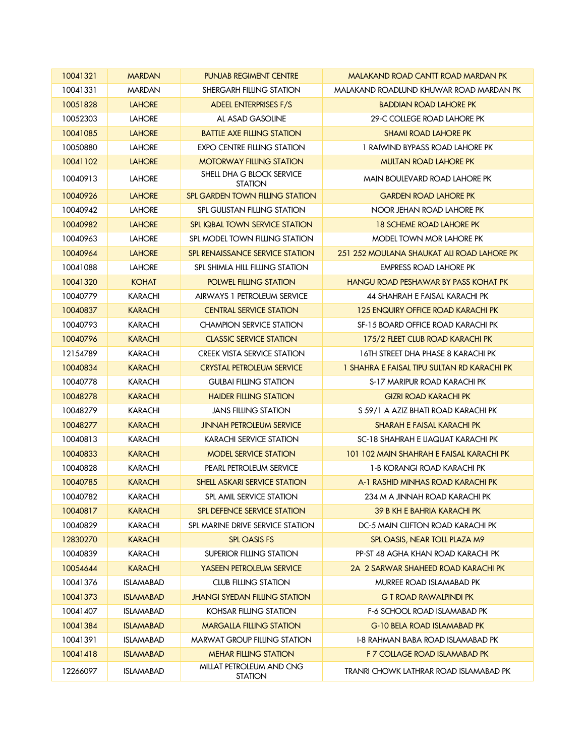| 10041321 | MARDAN | PUNJAB REGIMENT CENTRE | MALAKAND ROAD CANTT ROAD MARDAN PK |
|---|---|---|---|
| 10041331 | MARDAN | SHERGARH FILLING STATION | MALAKAND ROADLUND KHUWAR ROAD MARDAN PK |
| 10051828 | LAHORE | ADEEL ENTERPRISES F/S | BADDIAN ROAD LAHORE PK |
| 10052303 | LAHORE | AL ASAD GASOLINE | 29-C COLLEGE ROAD LAHORE PK |
| 10041085 | LAHORE | BATTLE AXE FILLING STATION | SHAMI ROAD LAHORE PK |
| 10050880 | LAHORE | EXPO CENTRE FILLING STATION | 1 RAIWIND BYPASS ROAD LAHORE PK |
| 10041102 | LAHORE | MOTORWAY FILLING STATION | MULTAN ROAD LAHORE PK |
| 10040913 | LAHORE | SHELL DHA G BLOCK SERVICE STATION | MAIN BOULEVARD ROAD LAHORE PK |
| 10040926 | LAHORE | SPL GARDEN TOWN FILLING STATION | GARDEN ROAD LAHORE PK |
| 10040942 | LAHORE | SPL GULISTAN FILLING STATION | NOOR JEHAN ROAD LAHORE PK |
| 10040982 | LAHORE | SPL IQBAL TOWN SERVICE STATION | 18 SCHEME ROAD LAHORE PK |
| 10040963 | LAHORE | SPL MODEL TOWN FILLING STATION | MODEL TOWN MOR LAHORE PK |
| 10040964 | LAHORE | SPL RENAISSANCE SERVICE STATION | 251 252 MOULANA SHAUKAT ALI ROAD LAHORE PK |
| 10041088 | LAHORE | SPL SHIMLA HILL FILLING STATION | EMPRESS ROAD LAHORE PK |
| 10041320 | KOHAT | POLWEL FILLING STATION | HANGU ROAD PESHAWAR BY PASS KOHAT PK |
| 10040779 | KARACHI | AIRWAYS 1 PETROLEUM SERVICE | 44 SHAHRAH E FAISAL KARACHI PK |
| 10040837 | KARACHI | CENTRAL SERVICE STATION | 125 ENQUIRY OFFICE ROAD KARACHI PK |
| 10040793 | KARACHI | CHAMPION SERVICE STATION | SF-15 BOARD OFFICE ROAD KARACHI PK |
| 10040796 | KARACHI | CLASSIC SERVICE STATION | 175/2 FLEET CLUB ROAD KARACHI PK |
| 12154789 | KARACHI | CREEK VISTA SERVICE STATION | 16TH STREET DHA PHASE 8 KARACHI PK |
| 10040834 | KARACHI | CRYSTAL PETROLEUM SERVICE | 1 SHAHRA E FAISAL TIPU SULTAN RD KARACHI PK |
| 10040778 | KARACHI | GULBAI FILLING STATION | S-17 MARIPUR ROAD KARACHI PK |
| 10048278 | KARACHI | HAIDER FILLING STATION | GIZRI ROAD KARACHI PK |
| 10048279 | KARACHI | JANS FILLING STATION | S 59/1 A AZIZ BHATI ROAD KARACHI PK |
| 10048277 | KARACHI | JINNAH PETROLEUM SERVICE | SHARAH E FAISAL KARACHI PK |
| 10040813 | KARACHI | KARACHI SERVICE STATION | SC-18 SHAHRAH E LIAQUAT KARACHI PK |
| 10040833 | KARACHI | MODEL SERVICE STATION | 101 102 MAIN SHAHRAH E FAISAL KARACHI PK |
| 10040828 | KARACHI | PEARL PETROLEUM SERVICE | 1-B KORANGI ROAD KARACHI PK |
| 10040785 | KARACHI | SHELL ASKARI SERVICE STATION | A-1 RASHID MINHAS ROAD KARACHI PK |
| 10040782 | KARACHI | SPL AMIL SERVICE STATION | 234 M A JINNAH ROAD KARACHI PK |
| 10040817 | KARACHI | SPL DEFENCE SERVICE STATION | 39 B KH E BAHRIA KARACHI PK |
| 10040829 | KARACHI | SPL MARINE DRIVE SERVICE STATION | DC-5 MAIN CLIFTON ROAD KARACHI PK |
| 12830270 | KARACHI | SPL OASIS FS | SPL OASIS, NEAR TOLL PLAZA M9 |
| 10040839 | KARACHI | SUPERIOR FILLING STATION | PP-ST 48 AGHA KHAN ROAD KARACHI PK |
| 10054644 | KARACHI | YASEEN PETROLEUM SERVICE | 2A 2 SARWAR SHAHEED ROAD KARACHI PK |
| 10041376 | ISLAMABAD | CLUB FILLING STATION | MURREE ROAD ISLAMABAD PK |
| 10041373 | ISLAMABAD | JHANGI SYEDAN FILLING STATION | G T ROAD RAWALPINDI PK |
| 10041407 | ISLAMABAD | KOHSAR FILLING STATION | F-6 SCHOOL ROAD ISLAMABAD PK |
| 10041384 | ISLAMABAD | MARGALLA FILLING STATION | G-10 BELA ROAD ISLAMABAD PK |
| 10041391 | ISLAMABAD | MARWAT GROUP FILLING STATION | I-8 RAHMAN BABA ROAD ISLAMABAD PK |
| 10041418 | ISLAMABAD | MEHAR FILLING STATION | F 7 COLLAGE ROAD ISLAMABAD PK |
| 12266097 | ISLAMABAD | MILLAT PETROLEUM AND CNG STATION | TRANRI CHOWK LATHRAR ROAD ISLAMABAD PK |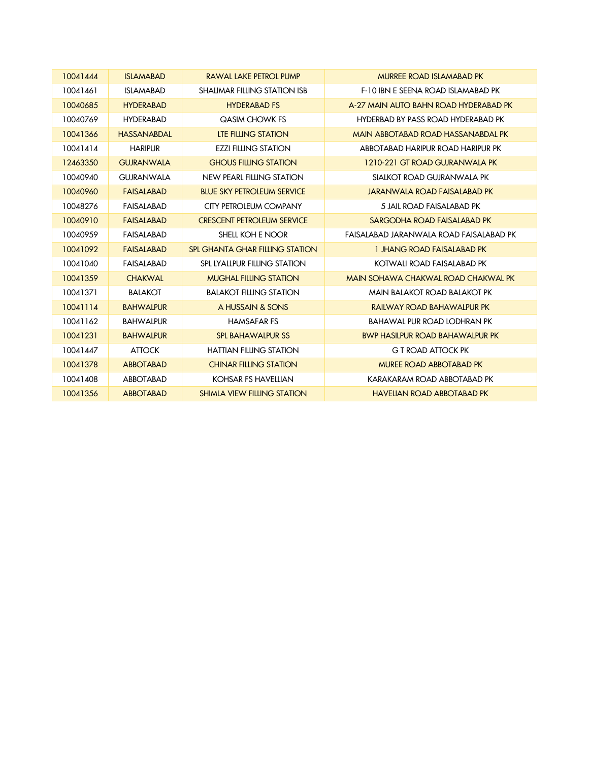| | | | |
|---|---|---|---|
| 10041444 | ISLAMABAD | RAWAL LAKE PETROL PUMP | MURREE ROAD ISLAMABAD PK |
| 10041461 | ISLAMABAD | SHALIMAR FILLING STATION ISB | F-10 IBN E SEENA ROAD ISLAMABAD PK |
| 10040685 | HYDERABAD | HYDERABAD FS | A-27 MAIN AUTO BAHN ROAD HYDERABAD PK |
| 10040769 | HYDERABAD | QASIM CHOWK FS | HYDERBAD BY PASS ROAD HYDERABAD PK |
| 10041366 | HASSANABDAL | LTE FILLING STATION | MAIN ABBOTABAD ROAD HASSANABDAL PK |
| 10041414 | HARIPUR | EZZI FILLING STATION | ABBOTABAD HARIPUR ROAD HARIPUR PK |
| 12463350 | GUJRANWALA | GHOUS FILLING STATION | 1210-221 GT ROAD GUJRANWALA PK |
| 10040940 | GUJRANWALA | NEW PEARL FILLING STATION | SIALKOT ROAD GUJRANWALA PK |
| 10040960 | FAISALABAD | BLUE SKY PETROLEUM SERVICE | JARANWALA ROAD FAISALABAD PK |
| 10048276 | FAISALABAD | CITY PETROLEUM COMPANY | 5 JAIL ROAD FAISALABAD PK |
| 10040910 | FAISALABAD | CRESCENT PETROLEUM SERVICE | SARGODHA ROAD FAISALABAD PK |
| 10040959 | FAISALABAD | SHELL KOH E NOOR | FAISALABAD JARANWALA ROAD FAISALABAD PK |
| 10041092 | FAISALABAD | SPL GHANTA GHAR FILLING STATION | 1 JHANG ROAD FAISALABAD PK |
| 10041040 | FAISALABAD | SPL LYALLPUR FILLING STATION | KOTWALI ROAD FAISALABAD PK |
| 10041359 | CHAKWAL | MUGHAL FILLING STATION | MAIN SOHAWA CHAKWAL ROAD CHAKWAL PK |
| 10041371 | BALAKOT | BALAKOT FILLING STATION | MAIN BALAKOT ROAD BALAKOT PK |
| 10041114 | BAHWALPUR | A HUSSAIN & SONS | RAILWAY ROAD BAHAWALPUR PK |
| 10041162 | BAHWALPUR | HAMSAFAR FS | BAHAWAL PUR ROAD LODHRAN PK |
| 10041231 | BAHWALPUR | SPL BAHAWALPUR SS | BWP HASILPUR ROAD BAHAWALPUR PK |
| 10041447 | ATTOCK | HATTIAN FILLING STATION | G T ROAD ATTOCK PK |
| 10041378 | ABBOTABAD | CHINAR FILLING STATION | MUREE ROAD ABBOTABAD PK |
| 10041408 | ABBOTABAD | KOHSAR FS HAVELLIAN | KARAKARAM ROAD ABBOTABAD PK |
| 10041356 | ABBOTABAD | SHIMLA VIEW FILLING STATION | HAVELIAN ROAD ABBOTABAD PK |